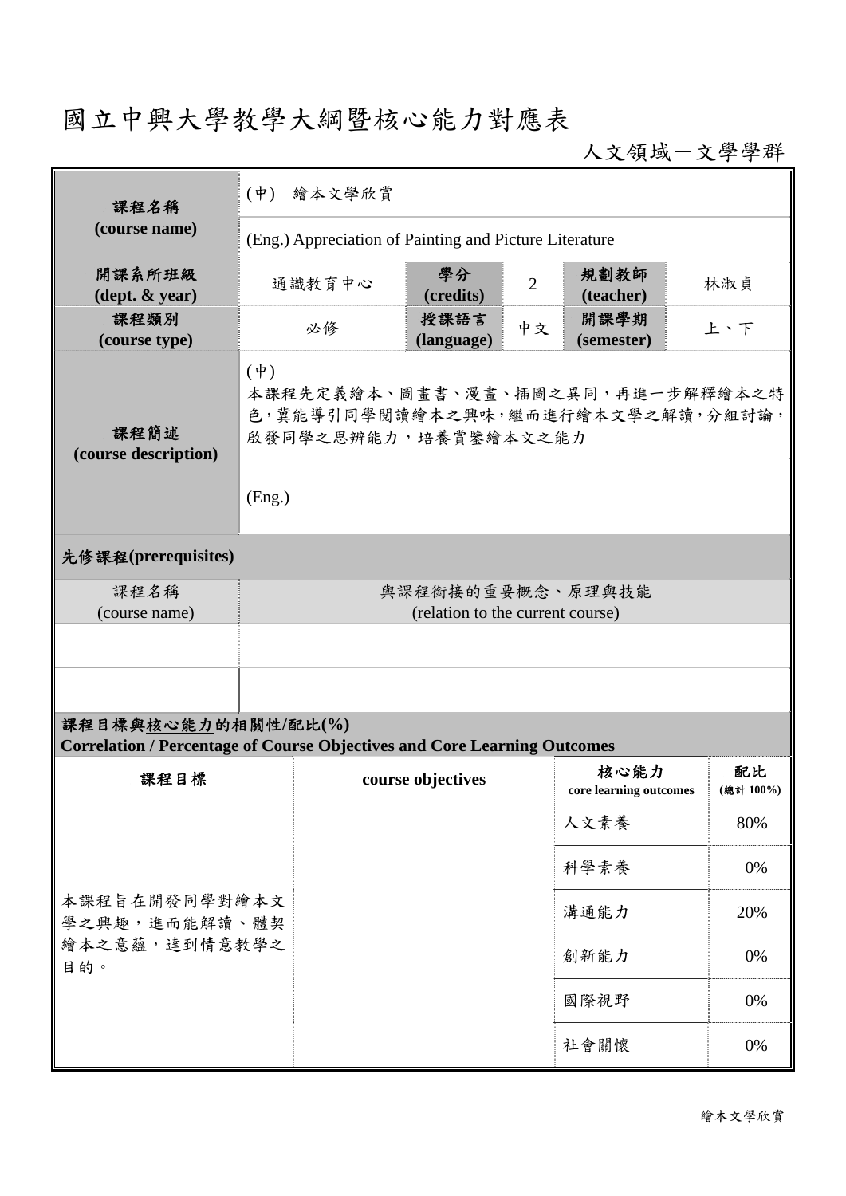# 國立中興大學教學大綱暨核心能力對應表

人文領域－文學學群

| 課程名稱 (course name) | (中) 繪本文學欣賞 | | | | |
|---|---|---|---|---|---|
| | (Eng.) Appreciation of Painting and Picture Literature | | | | |
| 開課系所班級 (dept. & year) | 通識教育中心 | 學分 (credits) | 2 | 規劃教師 (teacher) | 林淑貞 |
| 課程類別 (course type) | 必修 | 授課語言 (language) | 中文 | 開課學期 (semester) | 上、下 |
| 課程簡述 (course description) | (中) 本課程先定義繪本、圖畫書、漫畫、插圖之異同，再進一步解釋繪本之特色，冀能導引同學閱讀繪本之興味，繼而進行繪本文學之解讀，分組討論，啟發同學之思辨能力，培養賞鑒繪本文之能力 | | | | |
| | (Eng.) | | | | |

**先修課程(prerequisites)**

| 課程名稱 (course name) | 與課程銜接的重要概念、原理與技能 (relation to the current course) |
|---|---|
| | |
| | |

**課程目標與核心能力的相關性/配比(%)**
**Correlation / Percentage of Course Objectives and Core Learning Outcomes**

| 課程目標 | course objectives | 核心能力 core learning outcomes | 配比 (總計 100%) |
|---|---|---|---|
| 本課程旨在開發同學對繪本文學之興趣，進而能解讀、體契繪本之意蘊，達到情意教學之目的。 | | 人文素養 | 80% |
| | | 科學素養 | 0% |
| | | 溝通能力 | 20% |
| | | 創新能力 | 0% |
| | | 國際視野 | 0% |
| | | 社會關懷 | 0% |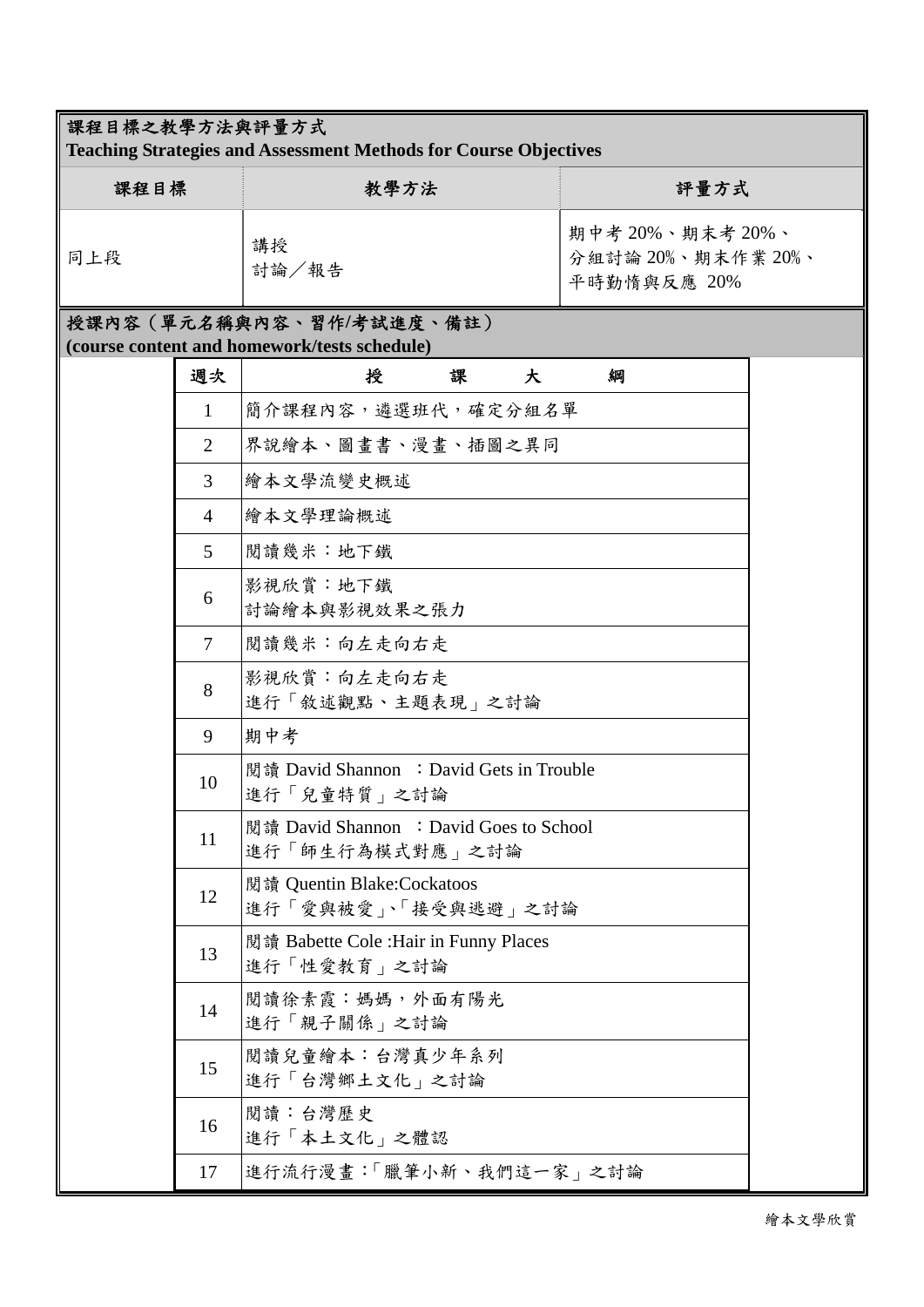## 課程目標之教學方法與評量方式
**Teaching Strategies and Assessment Methods for Course Objectives**

| 課程目標 | 教學方法 | 評量方式 |
| --- | --- | --- |
| 同上段 | 講授<br>討論／報告 | 期中考 20%、期末考 20%、<br>分組討論 20%、期末作業 20%、<br>平時勤惰與反應 20% |

## 授課內容（單元名稱與內容、習作/考試進度、備註）
**(course content and homework/tests schedule)**

| 週次 | 授課大綱 |
| --- | --- |
| 1 | 簡介課程內容，遴選班代，確定分組名單 |
| 2 | 界說繪本、圖畫書、漫畫、插圖之異同 |
| 3 | 繪本文學流變史概述 |
| 4 | 繪本文學理論概述 |
| 5 | 閱讀幾米：地下鐵 |
| 6 | 影視欣賞：地下鐵<br>討論繪本與影視效果之張力 |
| 7 | 閱讀幾米：向左走向右走 |
| 8 | 影視欣賞：向左走向右走<br>進行「敘述觀點、主題表現」之討論 |
| 9 | 期中考 |
| 10 | 閱讀 David Shannon ：David Gets in Trouble<br>進行「兒童特質」之討論 |
| 11 | 閱讀 David Shannon ：David Goes to School<br>進行「師生行為模式對應」之討論 |
| 12 | 閱讀 Quentin Blake:Cockatoos<br>進行「愛與被愛」、「接受與逃避」之討論 |
| 13 | 閱讀 Babette Cole :Hair in Funny Places<br>進行「性愛教育」之討論 |
| 14 | 閱讀徐素霞：媽媽，外面有陽光<br>進行「親子關係」之討論 |
| 15 | 閱讀兒童繪本：台灣真少年系列<br>進行「台灣鄉土文化」之討論 |
| 16 | 閱讀：台灣歷史<br>進行「本土文化」之體認 |
| 17 | 進行流行漫畫：「臘筆小新、我們這一家」之討論 |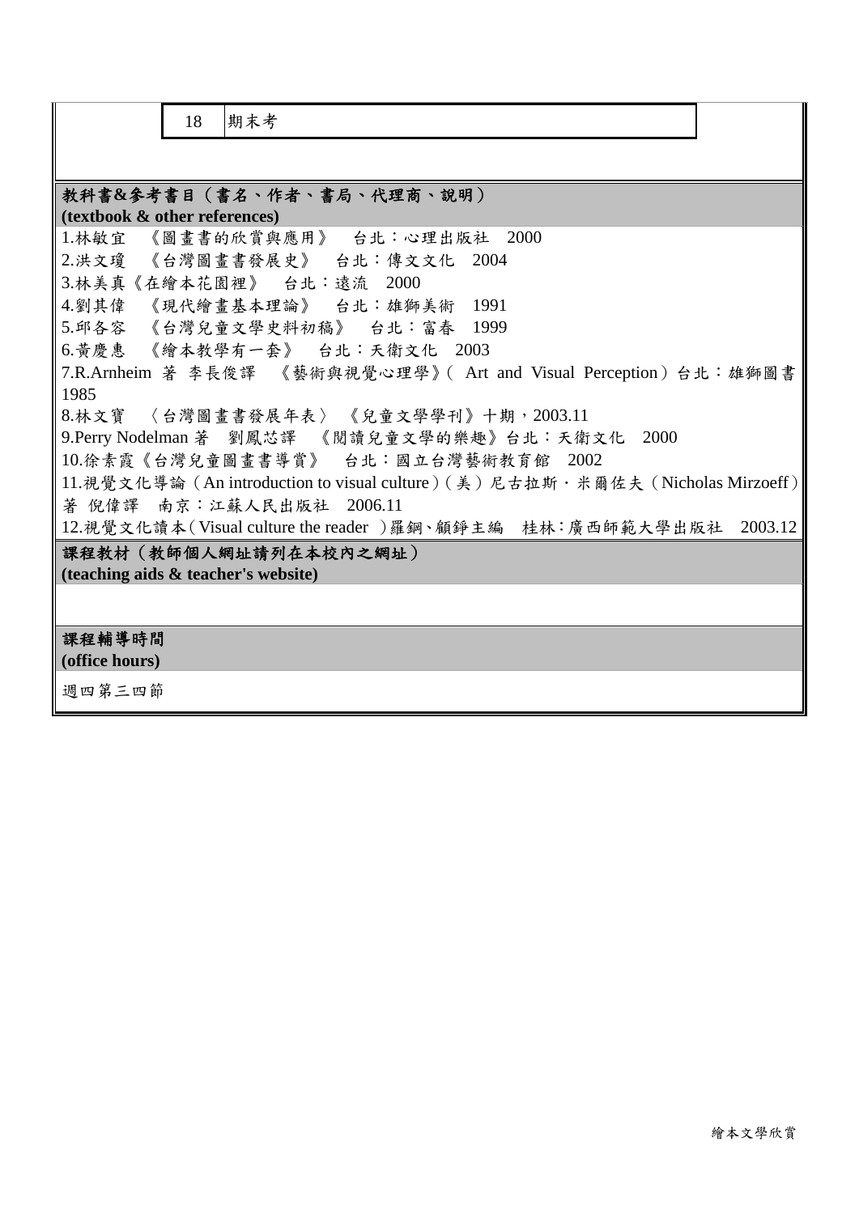| | |
|---|---|
| 18 | 期末考 |

**教科書&參考書目（書名、作者、書局、代理商、說明）**
**(textbook & other references)**

1.林敏宜 《圖畫書的欣賞與應用》 台北：心理出版社 2000
2.洪文瓊 《台灣圖畫書發展史》 台北：傳文文化 2004
3.林美真《在繪本花園裡》 台北：遠流 2000
4.劉其偉 《現代繪畫基本理論》 台北：雄獅美術 1991
5.邱各容 《台灣兒童文學史料初稿》 台北：富春 1999
6.黃慶惠 《繪本教學有一套》 台北：天衛文化 2003
7.R.Arnheim 著 李長俊譯 《藝術與視覺心理學》( Art and Visual Perception）台北：雄獅圖書 1985
8.林文寶 〈台灣圖畫書發展年表〉《兒童文學學刊》十期，2003.11
9.Perry Nodelman 著 劉鳳芯譯 《閱讀兒童文學的樂趣》台北：天衛文化 2000
10.徐素霞《台灣兒童圖畫書導賞》 台北：國立台灣藝術教育館 2002
11.視覺文化導論（An introduction to visual culture）(美）尼古拉斯・米爾佐夫（Nicholas Mirzoeff）著 倪偉譯 南京：江蘇人民出版社 2006.11
12.視覺文化讀本(Visual culture the reader )羅鋼、顧錚主編 桂林:廣西師範大學出版社 2003.12

**課程教材（教師個人網址請列在本校內之網址）**
**(teaching aids & teacher's website)**

**課程輔導時間**
**(office hours)**

週四第三四節